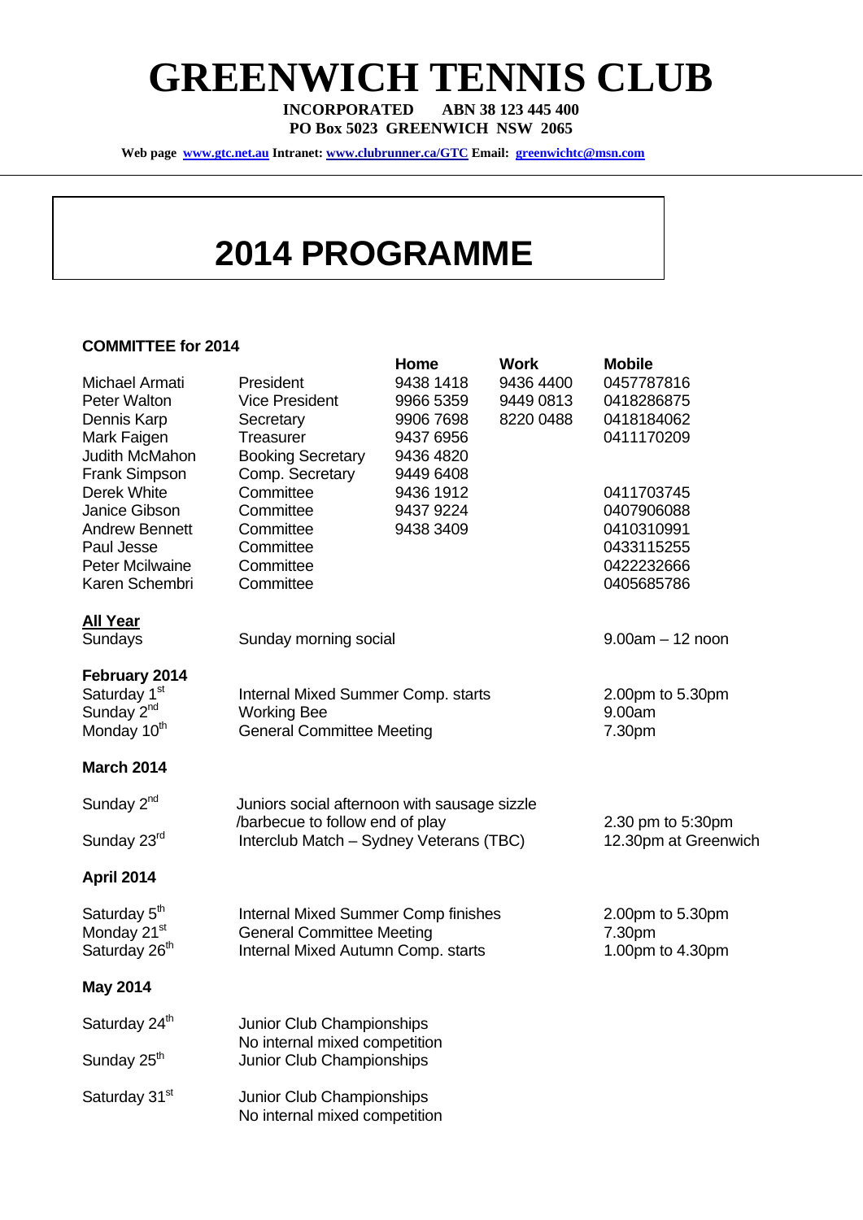# GREENWICH TENNIS CLUB

**INCORPORATED ABN 38 123 445 400**
**PO Box 5023 GREENWICH NSW 2065**

**Web page [www.gtc.net.au](http://www.gtc.net.au) Intranet: [www.clubrunner.ca/GTC](http://www.clubrunner.ca/GTC) Email: [greenwichtc@msn.com](mailto:greenwichtc@msn.com)**

## 2014 PROGRAMME

### COMMITTEE for 2014

| | | Home | Work | Mobile |
|---|---|---|---|---|
| Michael Armati | President | 9438 1418 | 9436 4400 | 0457787816 |
| Peter Walton | Vice President | 9966 5359 | 9449 0813 | 0418286875 |
| Dennis Karp | Secretary | 9906 7698 | 8220 0488 | 0418184062 |
| Mark Faigen | Treasurer | 9437 6956 | | 0411170209 |
| Judith McMahon | Booking Secretary | 9436 4820 | | |
| Frank Simpson | Comp. Secretary | 9449 6408 | | |
| Derek White | Committee | 9436 1912 | | 0411703745 |
| Janice Gibson | Committee | 9437 9224 | | 0407906088 |
| Andrew Bennett | Committee | 9438 3409 | | 0410310991 |
| Paul Jesse | Committee | | | 0433115255 |
| Peter Mcilwaine | Committee | | | 0422232666 |
| Karen Schembri | Committee | | | 0405685786 |

**All Year**

| | | |
|---|---|---|
| Sundays | Sunday morning social | 9.00am – 12 noon |

**February 2014**

| | | |
|---|---|---|
| Saturday 1st | Internal Mixed Summer Comp. starts | 2.00pm to 5.30pm |
| Sunday 2nd | Working Bee | 9.00am |
| Monday 10th | General Committee Meeting | 7.30pm |

**March 2014**

| | | |
|---|---|---|
| Sunday 2nd | Juniors social afternoon with sausage sizzle /barbecue to follow end of play | 2.30 pm to 5:30pm |
| Sunday 23rd | Interclub Match – Sydney Veterans (TBC) | 12.30pm at Greenwich |

**April 2014**

| | | |
|---|---|---|
| Saturday 5th | Internal Mixed Summer Comp finishes | 2.00pm to 5.30pm |
| Monday 21st | General Committee Meeting | 7.30pm |
| Saturday 26th | Internal Mixed Autumn Comp. starts | 1.00pm to 4.30pm |

**May 2014**

| | |
|---|---|
| Saturday 24th | Junior Club Championships<br>No internal mixed competition |
| Sunday 25th | Junior Club Championships |
| Saturday 31st | Junior Club Championships<br>No internal mixed competition |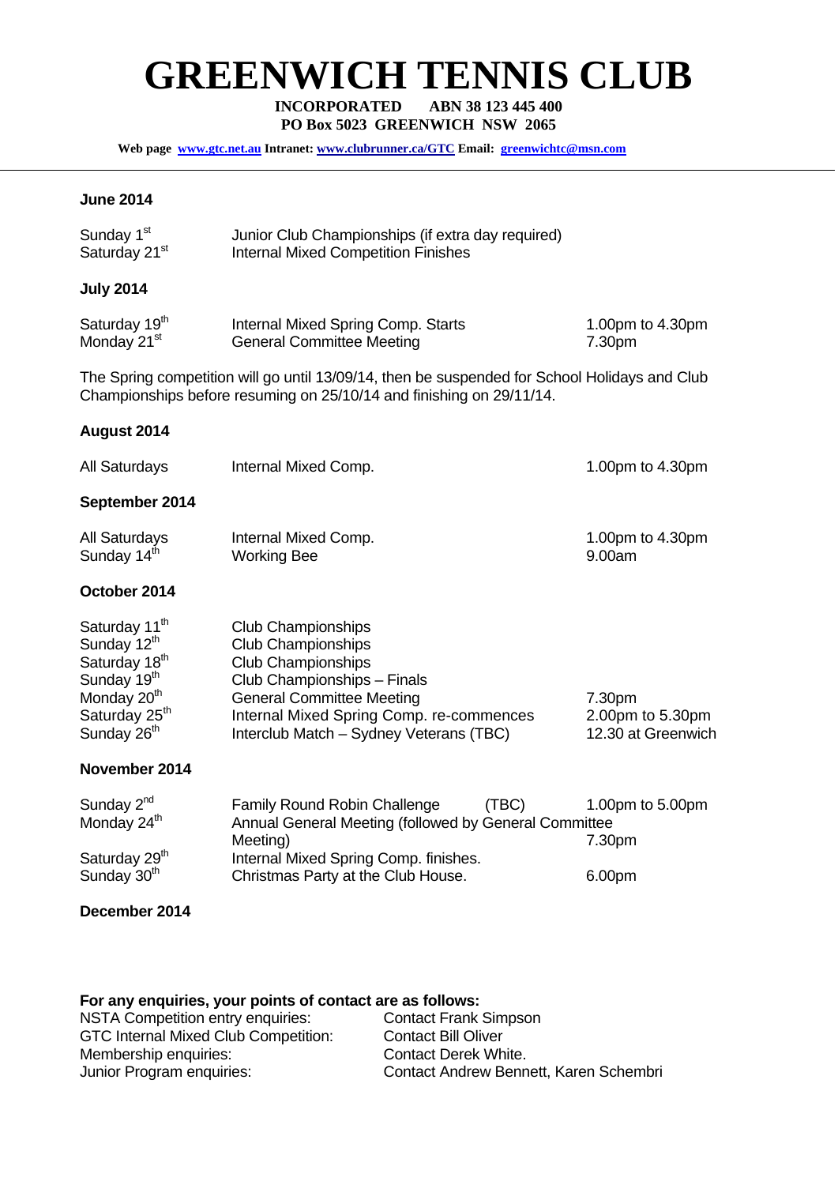# GREENWICH TENNIS CLUB

**INCORPORATED ABN 38 123 445 400**
**PO Box 5023 GREENWICH NSW 2065**

**Web page [www.gtc.net.au](http://www.gtc.net.au) Intranet: [www.clubrunner.ca/GTC](http://www.clubrunner.ca/GTC) Email: [greenwichtc@msn.com](mailto:greenwichtc@msn.com)**

---

**June 2014**

| | | |
|---|---|---|
| Sunday 1st | Junior Club Championships (if extra day required) | |
| Saturday 21st | Internal Mixed Competition Finishes | |

**July 2014**

| | | |
|---|---|---|
| Saturday 19th | Internal Mixed Spring Comp. Starts | 1.00pm to 4.30pm |
| Monday 21st | General Committee Meeting | 7.30pm |

The Spring competition will go until 13/09/14, then be suspended for School Holidays and Club Championships before resuming on 25/10/14 and finishing on 29/11/14.

**August 2014**

| | | |
|---|---|---|
| All Saturdays | Internal Mixed Comp. | 1.00pm to 4.30pm |

**September 2014**

| | | |
|---|---|---|
| All Saturdays | Internal Mixed Comp. | 1.00pm to 4.30pm |
| Sunday 14th | Working Bee | 9.00am |

**October 2014**

| | | |
|---|---|---|
| Saturday 11th | Club Championships | |
| Sunday 12th | Club Championships | |
| Saturday 18th | Club Championships | |
| Sunday 19th | Club Championships – Finals | |
| Monday 20th | General Committee Meeting | 7.30pm |
| Saturday 25th | Internal Mixed Spring Comp. re-commences | 2.00pm to 5.30pm |
| Sunday 26th | Interclub Match – Sydney Veterans (TBC) | 12.30 at Greenwich |

**November 2014**

| | | |
|---|---|---|
| Sunday 2nd | Family Round Robin Challenge (TBC) | 1.00pm to 5.00pm |
| Monday 24th | Annual General Meeting (followed by General Committee Meeting) | 7.30pm |
| Saturday 29th | Internal Mixed Spring Comp. finishes. | |
| Sunday 30th | Christmas Party at the Club House. | 6.00pm |

**December 2014**

**For any enquiries, your points of contact are as follows:**

| | |
|---|---|
| NSTA Competition entry enquiries: | Contact Frank Simpson |
| GTC Internal Mixed Club Competition: | Contact Bill Oliver |
| Membership enquiries: | Contact Derek White. |
| Junior Program enquiries: | Contact Andrew Bennett, Karen Schembri |